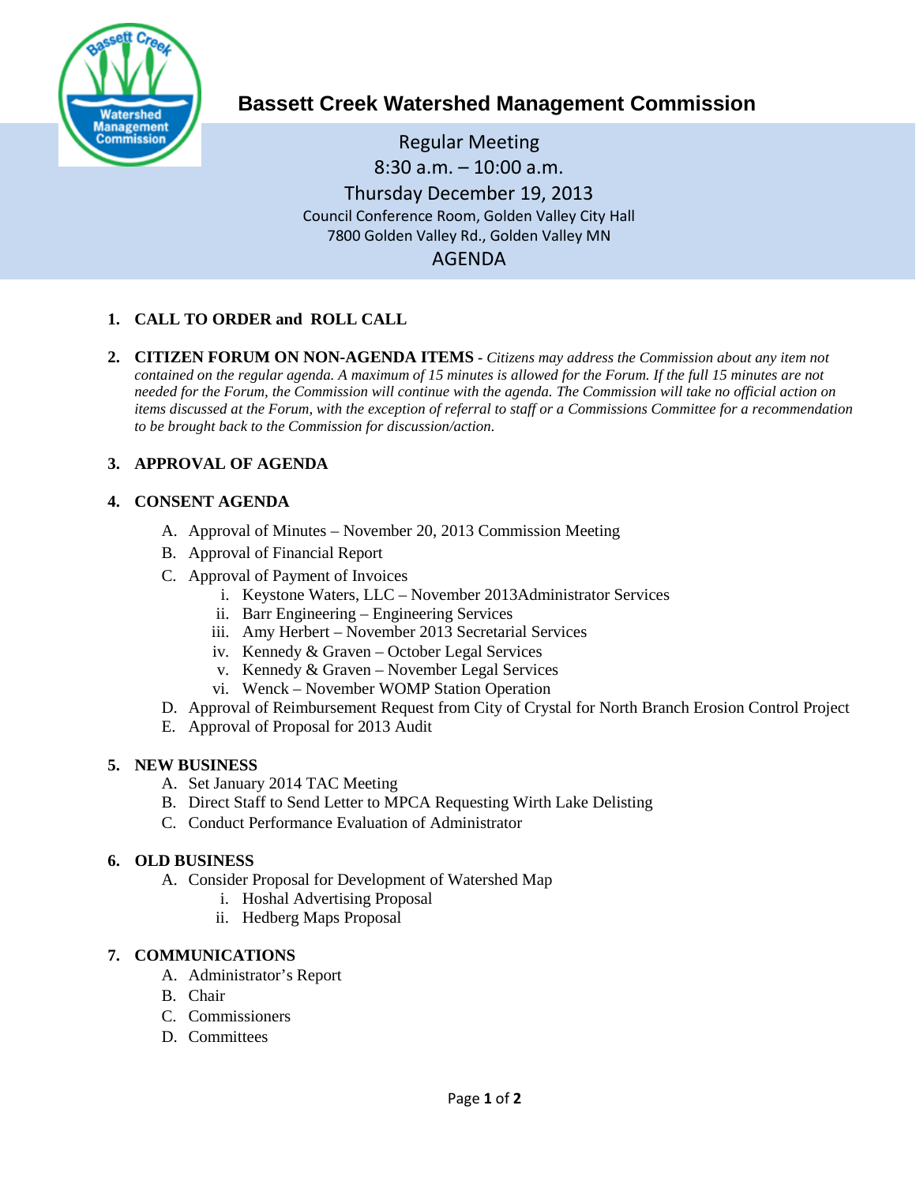# Bassett Creek Watershed Management Commission

Regular Meeting
8:30 a.m. – 10:00 a.m.
Thursday December 19, 2013
Council Conference Room, Golden Valley City Hall
7800 Golden Valley Rd., Golden Valley MN

AGENDA

1. **CALL TO ORDER and ROLL CALL**

2. **CITIZEN FORUM ON NON-AGENDA ITEMS** - *Citizens may address the Commission about any item not contained on the regular agenda. A maximum of 15 minutes is allowed for the Forum. If the full 15 minutes are not needed for the Forum, the Commission will continue with the agenda. The Commission will take no official action on items discussed at the Forum, with the exception of referral to staff or a Commissions Committee for a recommendation to be brought back to the Commission for discussion/action.*

3. **APPROVAL OF AGENDA**

4. **CONSENT AGENDA**
   A. Approval of Minutes – November 20, 2013 Commission Meeting
   B. Approval of Financial Report
   C. Approval of Payment of Invoices
      i. Keystone Waters, LLC – November 2013Administrator Services
      ii. Barr Engineering – Engineering Services
      iii. Amy Herbert – November 2013 Secretarial Services
      iv. Kennedy & Graven – October Legal Services
      v. Kennedy & Graven – November Legal Services
      vi. Wenck – November WOMP Station Operation
   D. Approval of Reimbursement Request from City of Crystal for North Branch Erosion Control Project
   E. Approval of Proposal for 2013 Audit

5. **NEW BUSINESS**
   A. Set January 2014 TAC Meeting
   B. Direct Staff to Send Letter to MPCA Requesting Wirth Lake Delisting
   C. Conduct Performance Evaluation of Administrator

6. **OLD BUSINESS**
   A. Consider Proposal for Development of Watershed Map
      i. Hoshal Advertising Proposal
      ii. Hedberg Maps Proposal

7. **COMMUNICATIONS**
   A. Administrator's Report
   B. Chair
   C. Commissioners
   D. Committees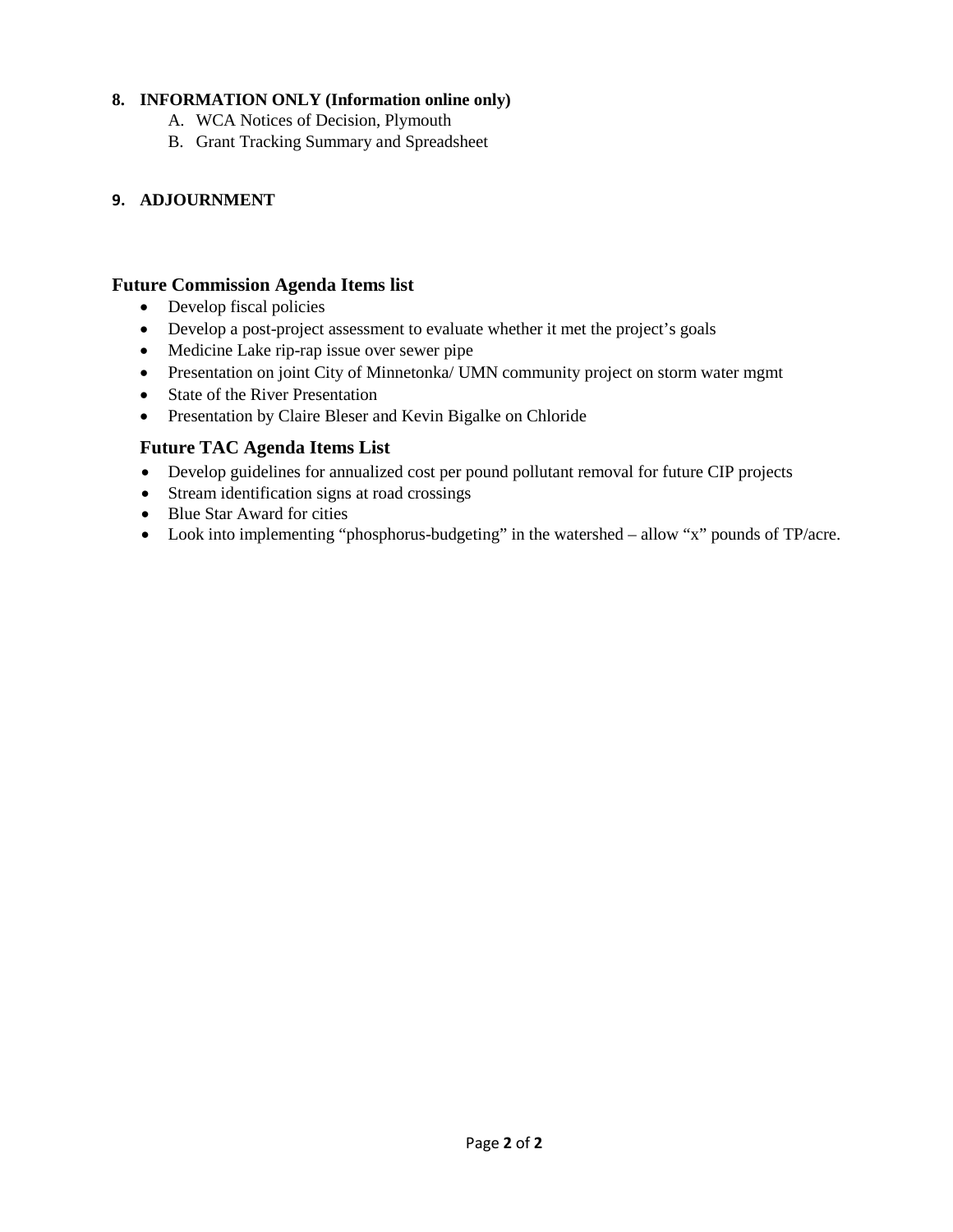**8. INFORMATION ONLY (Information online only)**

A. WCA Notices of Decision, Plymouth

B. Grant Tracking Summary and Spreadsheet

**9. ADJOURNMENT**

## Future Commission Agenda Items list

- Develop fiscal policies
- Develop a post-project assessment to evaluate whether it met the project's goals
- Medicine Lake rip-rap issue over sewer pipe
- Presentation on joint City of Minnetonka/ UMN community project on storm water mgmt
- State of the River Presentation
- Presentation by Claire Bleser and Kevin Bigalke on Chloride

## Future TAC Agenda Items List

- Develop guidelines for annualized cost per pound pollutant removal for future CIP projects
- Stream identification signs at road crossings
- Blue Star Award for cities
- Look into implementing "phosphorus-budgeting" in the watershed – allow "x" pounds of TP/acre.